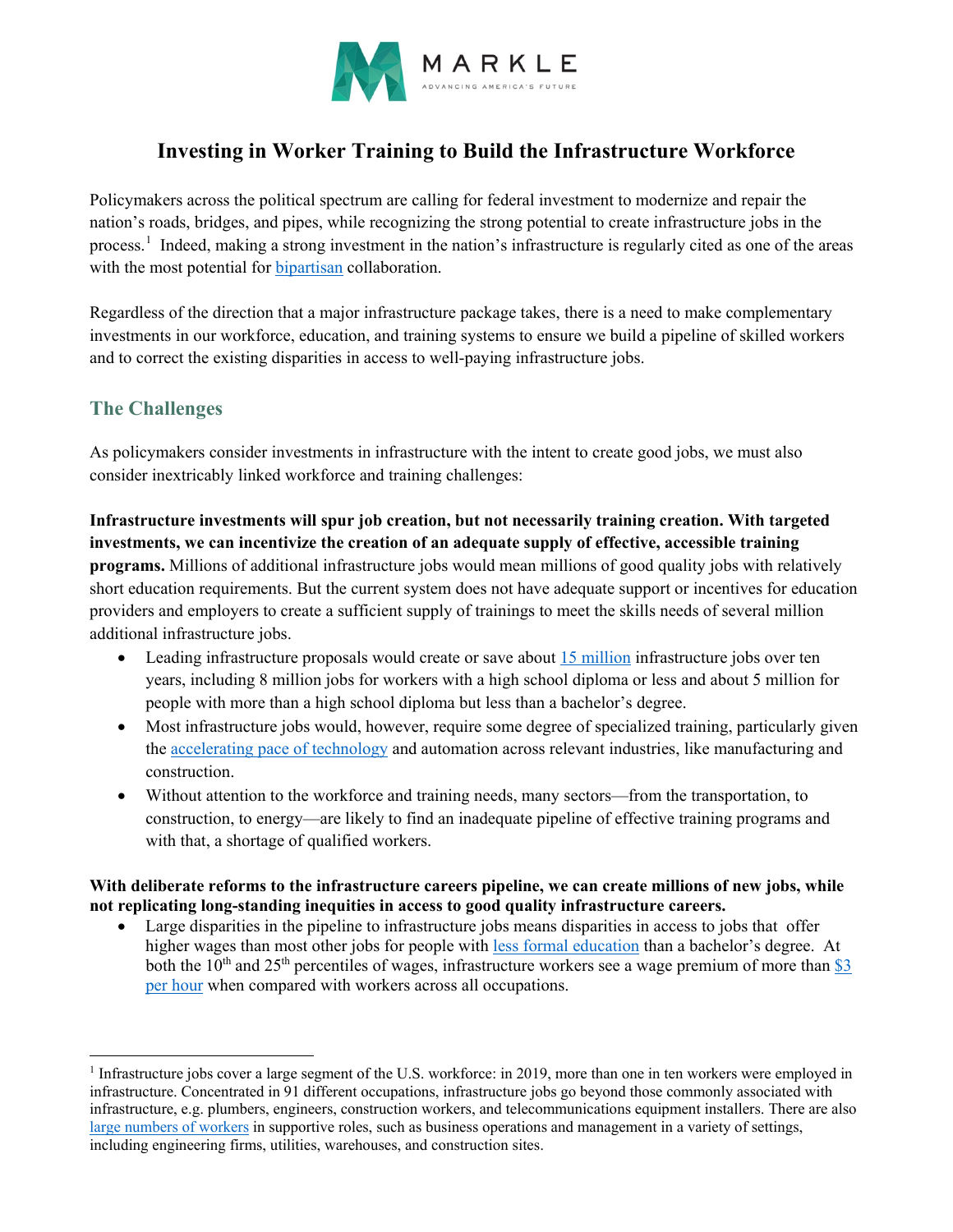# Investing in Worker Training to Build the Infrastructure Workforce

Policymakers across the political spectrum are calling for federal investment to modernize and repair the nation's roads, bridges, and pipes, while recognizing the strong potential to create infrastructure jobs in the process.[1] Indeed, making a strong investment in the nation's infrastructure is regularly cited as one of the areas with the most potential for bipartisan collaboration.

Regardless of the direction that a major infrastructure package takes, there is a need to make complementary investments in our workforce, education, and training systems to ensure we build a pipeline of skilled workers and to correct the existing disparities in access to well-paying infrastructure jobs.

## The Challenges

As policymakers consider investments in infrastructure with the intent to create good jobs, we must also consider inextricably linked workforce and training challenges:

**Infrastructure investments will spur job creation, but not necessarily training creation. With targeted investments, we can incentivize the creation of an adequate supply of effective, accessible training programs.** Millions of additional infrastructure jobs would mean millions of good quality jobs with relatively short education requirements. But the current system does not have adequate support or incentives for education providers and employers to create a sufficient supply of trainings to meet the skills needs of several million additional infrastructure jobs.

- Leading infrastructure proposals would create or save about 15 million infrastructure jobs over ten years, including 8 million jobs for workers with a high school diploma or less and about 5 million for people with more than a high school diploma but less than a bachelor's degree.
- Most infrastructure jobs would, however, require some degree of specialized training, particularly given the accelerating pace of technology and automation across relevant industries, like manufacturing and construction.
- Without attention to the workforce and training needs, many sectors—from the transportation, to construction, to energy—are likely to find an inadequate pipeline of effective training programs and with that, a shortage of qualified workers.

**With deliberate reforms to the infrastructure careers pipeline, we can create millions of new jobs, while not replicating long-standing inequities in access to good quality infrastructure careers.**

- Large disparities in the pipeline to infrastructure jobs means disparities in access to jobs that offer higher wages than most other jobs for people with less formal education than a bachelor's degree. At both the 10th and 25th percentiles of wages, infrastructure workers see a wage premium of more than $3 per hour when compared with workers across all occupations.

---

[1] Infrastructure jobs cover a large segment of the U.S. workforce: in 2019, more than one in ten workers were employed in infrastructure. Concentrated in 91 different occupations, infrastructure jobs go beyond those commonly associated with infrastructure, e.g. plumbers, engineers, construction workers, and telecommunications equipment installers. There are also large numbers of workers in supportive roles, such as business operations and management in a variety of settings, including engineering firms, utilities, warehouses, and construction sites.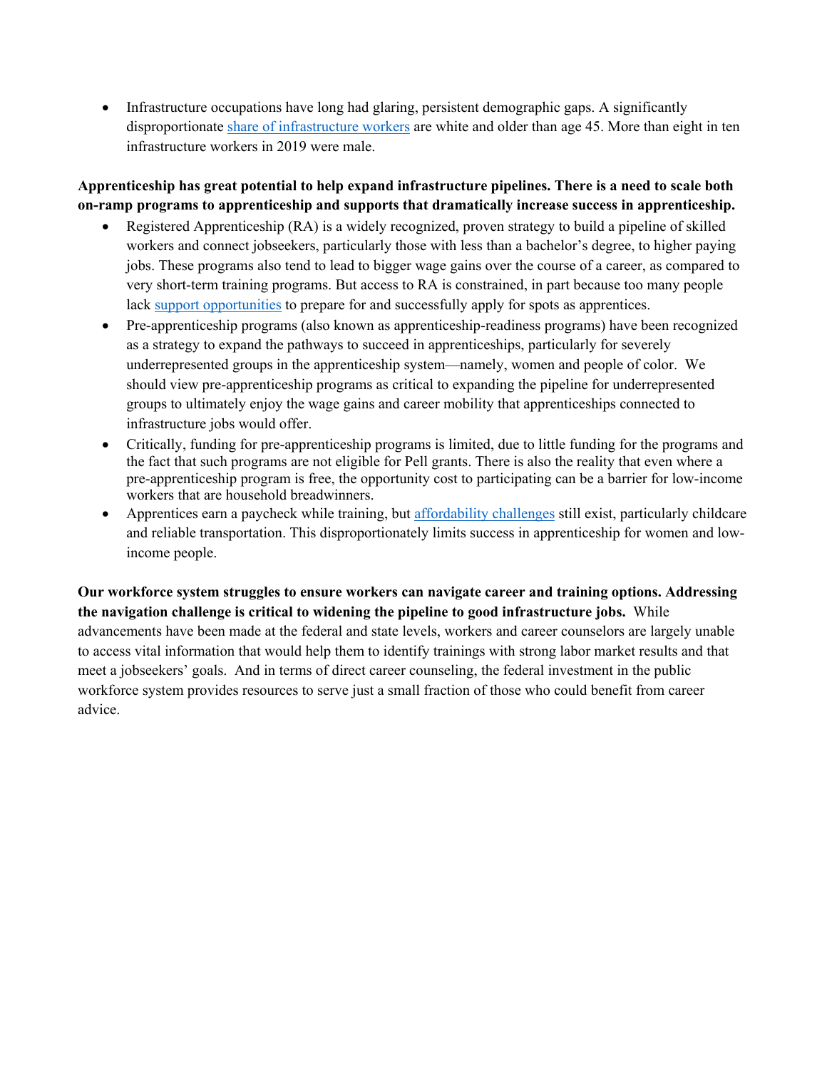- Infrastructure occupations have long had glaring, persistent demographic gaps. A significantly disproportionate share of infrastructure workers are white and older than age 45. More than eight in ten infrastructure workers in 2019 were male.

**Apprenticeship has great potential to help expand infrastructure pipelines. There is a need to scale both on-ramp programs to apprenticeship and supports that dramatically increase success in apprenticeship.**

- Registered Apprenticeship (RA) is a widely recognized, proven strategy to build a pipeline of skilled workers and connect jobseekers, particularly those with less than a bachelor's degree, to higher paying jobs. These programs also tend to lead to bigger wage gains over the course of a career, as compared to very short-term training programs. But access to RA is constrained, in part because too many people lack support opportunities to prepare for and successfully apply for spots as apprentices.
- Pre-apprenticeship programs (also known as apprenticeship-readiness programs) have been recognized as a strategy to expand the pathways to succeed in apprenticeships, particularly for severely underrepresented groups in the apprenticeship system—namely, women and people of color. We should view pre-apprenticeship programs as critical to expanding the pipeline for underrepresented groups to ultimately enjoy the wage gains and career mobility that apprenticeships connected to infrastructure jobs would offer.
- Critically, funding for pre-apprenticeship programs is limited, due to little funding for the programs and the fact that such programs are not eligible for Pell grants. There is also the reality that even where a pre-apprenticeship program is free, the opportunity cost to participating can be a barrier for low-income workers that are household breadwinners.
- Apprentices earn a paycheck while training, but affordability challenges still exist, particularly childcare and reliable transportation. This disproportionately limits success in apprenticeship for women and low-income people.

**Our workforce system struggles to ensure workers can navigate career and training options. Addressing the navigation challenge is critical to widening the pipeline to good infrastructure jobs.** While advancements have been made at the federal and state levels, workers and career counselors are largely unable to access vital information that would help them to identify trainings with strong labor market results and that meet a jobseekers' goals. And in terms of direct career counseling, the federal investment in the public workforce system provides resources to serve just a small fraction of those who could benefit from career advice.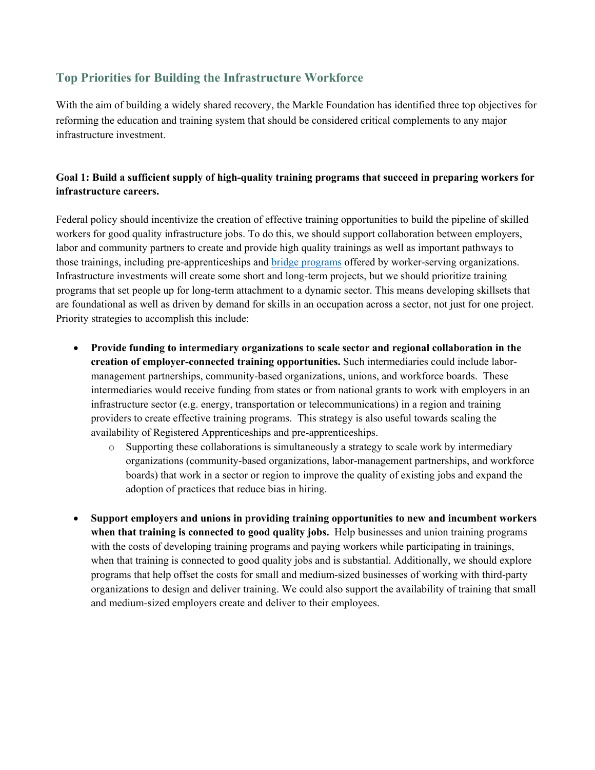## Top Priorities for Building the Infrastructure Workforce

With the aim of building a widely shared recovery, the Markle Foundation has identified three top objectives for reforming the education and training system that should be considered critical complements to any major infrastructure investment.

**Goal 1: Build a sufficient supply of high-quality training programs that succeed in preparing workers for infrastructure careers.**

Federal policy should incentivize the creation of effective training opportunities to build the pipeline of skilled workers for good quality infrastructure jobs. To do this, we should support collaboration between employers, labor and community partners to create and provide high quality trainings as well as important pathways to those trainings, including pre-apprenticeships and bridge programs offered by worker-serving organizations. Infrastructure investments will create some short and long-term projects, but we should prioritize training programs that set people up for long-term attachment to a dynamic sector. This means developing skillsets that are foundational as well as driven by demand for skills in an occupation across a sector, not just for one project. Priority strategies to accomplish this include:

- **Provide funding to intermediary organizations to scale sector and regional collaboration in the creation of employer-connected training opportunities.** Such intermediaries could include labor-management partnerships, community-based organizations, unions, and workforce boards. These intermediaries would receive funding from states or from national grants to work with employers in an infrastructure sector (e.g. energy, transportation or telecommunications) in a region and training providers to create effective training programs. This strategy is also useful towards scaling the availability of Registered Apprenticeships and pre-apprenticeships.
    - Supporting these collaborations is simultaneously a strategy to scale work by intermediary organizations (community-based organizations, labor-management partnerships, and workforce boards) that work in a sector or region to improve the quality of existing jobs and expand the adoption of practices that reduce bias in hiring.
- **Support employers and unions in providing training opportunities to new and incumbent workers when that training is connected to good quality jobs.** Help businesses and union training programs with the costs of developing training programs and paying workers while participating in trainings, when that training is connected to good quality jobs and is substantial. Additionally, we should explore programs that help offset the costs for small and medium-sized businesses of working with third-party organizations to design and deliver training. We could also support the availability of training that small and medium-sized employers create and deliver to their employees.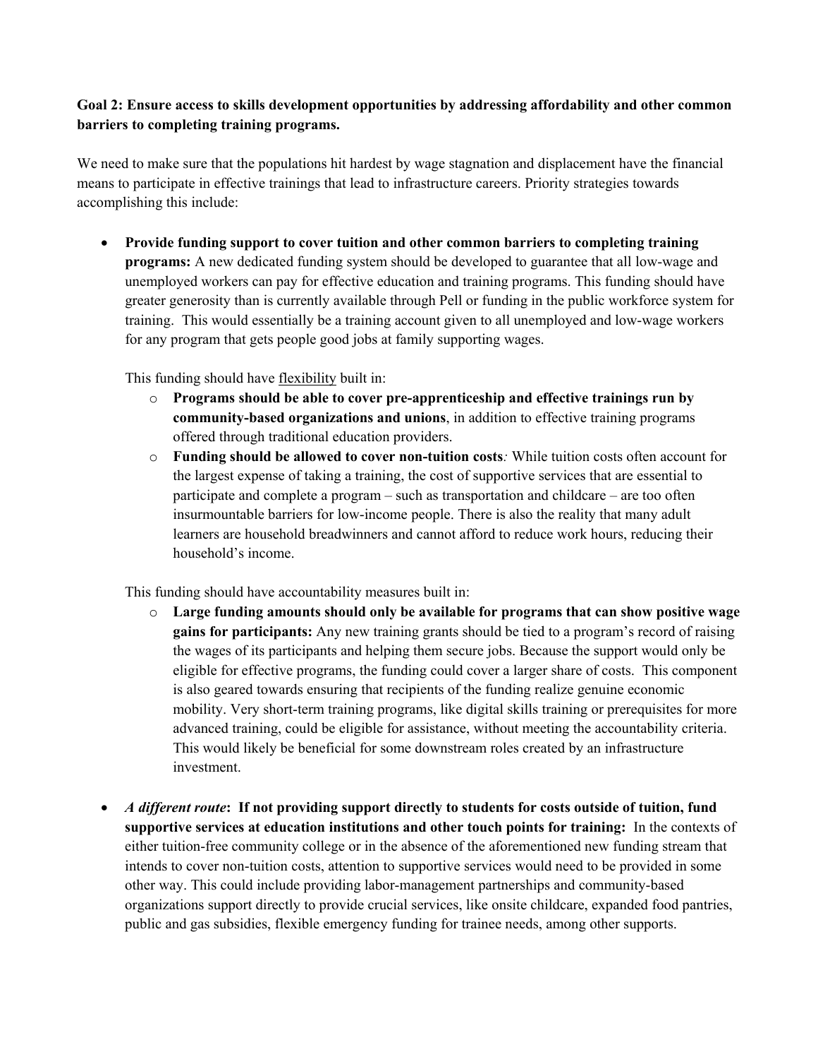**Goal 2: Ensure access to skills development opportunities by addressing affordability and other common barriers to completing training programs.**

We need to make sure that the populations hit hardest by wage stagnation and displacement have the financial means to participate in effective trainings that lead to infrastructure careers. Priority strategies towards accomplishing this include:

- **Provide funding support to cover tuition and other common barriers to completing training programs:** A new dedicated funding system should be developed to guarantee that all low-wage and unemployed workers can pay for effective education and training programs. This funding should have greater generosity than is currently available through Pell or funding in the public workforce system for training. This would essentially be a training account given to all unemployed and low-wage workers for any program that gets people good jobs at family supporting wages.

  This funding should have flexibility built in:

  - **Programs should be able to cover pre-apprenticeship and effective trainings run by community-based organizations and unions**, in addition to effective training programs offered through traditional education providers.
  - **Funding should be allowed to cover non-tuition costs***:* While tuition costs often account for the largest expense of taking a training, the cost of supportive services that are essential to participate and complete a program – such as transportation and childcare – are too often insurmountable barriers for low-income people. There is also the reality that many adult learners are household breadwinners and cannot afford to reduce work hours, reducing their household's income.

  This funding should have accountability measures built in:

  - **Large funding amounts should only be available for programs that can show positive wage gains for participants:** Any new training grants should be tied to a program's record of raising the wages of its participants and helping them secure jobs. Because the support would only be eligible for effective programs, the funding could cover a larger share of costs. This component is also geared towards ensuring that recipients of the funding realize genuine economic mobility. Very short-term training programs, like digital skills training or prerequisites for more advanced training, could be eligible for assistance, without meeting the accountability criteria. This would likely be beneficial for some downstream roles created by an infrastructure investment.

- ***A different route*****: If not providing support directly to students for costs outside of tuition, fund supportive services at education institutions and other touch points for training:** In the contexts of either tuition-free community college or in the absence of the aforementioned new funding stream that intends to cover non-tuition costs, attention to supportive services would need to be provided in some other way. This could include providing labor-management partnerships and community-based organizations support directly to provide crucial services, like onsite childcare, expanded food pantries, public and gas subsidies, flexible emergency funding for trainee needs, among other supports.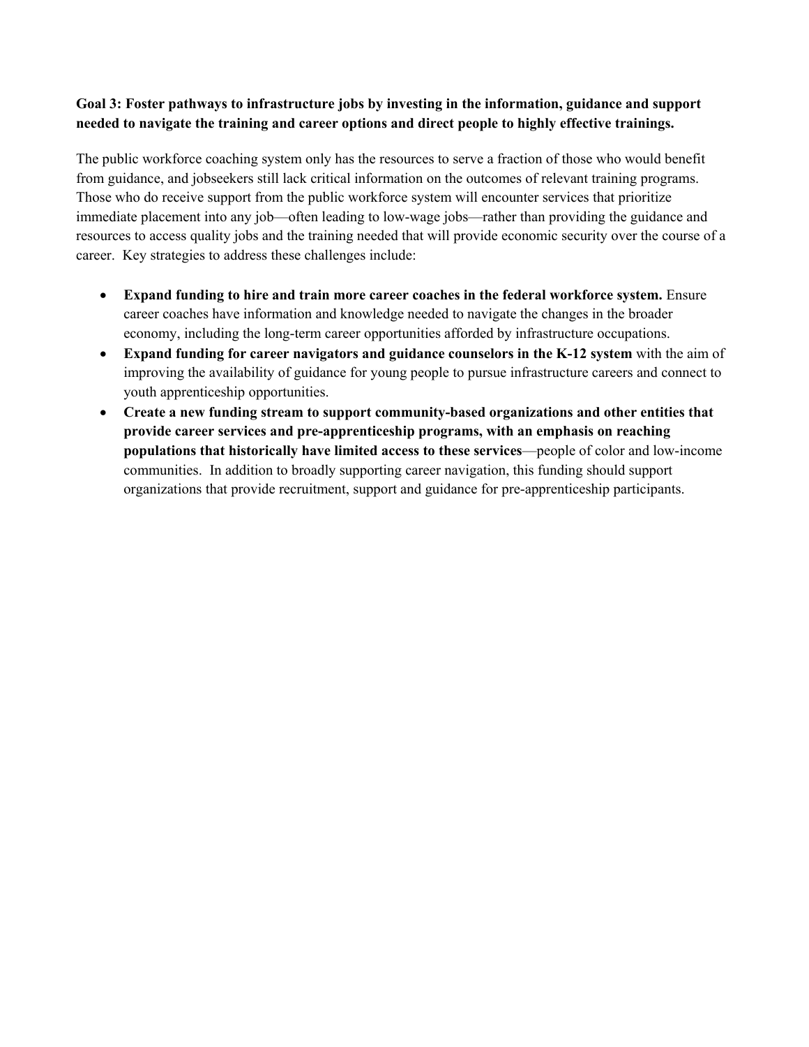**Goal 3: Foster pathways to infrastructure jobs by investing in the information, guidance and support needed to navigate the training and career options and direct people to highly effective trainings.**

The public workforce coaching system only has the resources to serve a fraction of those who would benefit from guidance, and jobseekers still lack critical information on the outcomes of relevant training programs. Those who do receive support from the public workforce system will encounter services that prioritize immediate placement into any job—often leading to low-wage jobs—rather than providing the guidance and resources to access quality jobs and the training needed that will provide economic security over the course of a career. Key strategies to address these challenges include:

- **Expand funding to hire and train more career coaches in the federal workforce system.** Ensure career coaches have information and knowledge needed to navigate the changes in the broader economy, including the long-term career opportunities afforded by infrastructure occupations.
- **Expand funding for career navigators and guidance counselors in the K-12 system** with the aim of improving the availability of guidance for young people to pursue infrastructure careers and connect to youth apprenticeship opportunities.
- **Create a new funding stream to support community-based organizations and other entities that provide career services and pre-apprenticeship programs, with an emphasis on reaching populations that historically have limited access to these services**—people of color and low-income communities. In addition to broadly supporting career navigation, this funding should support organizations that provide recruitment, support and guidance for pre-apprenticeship participants.